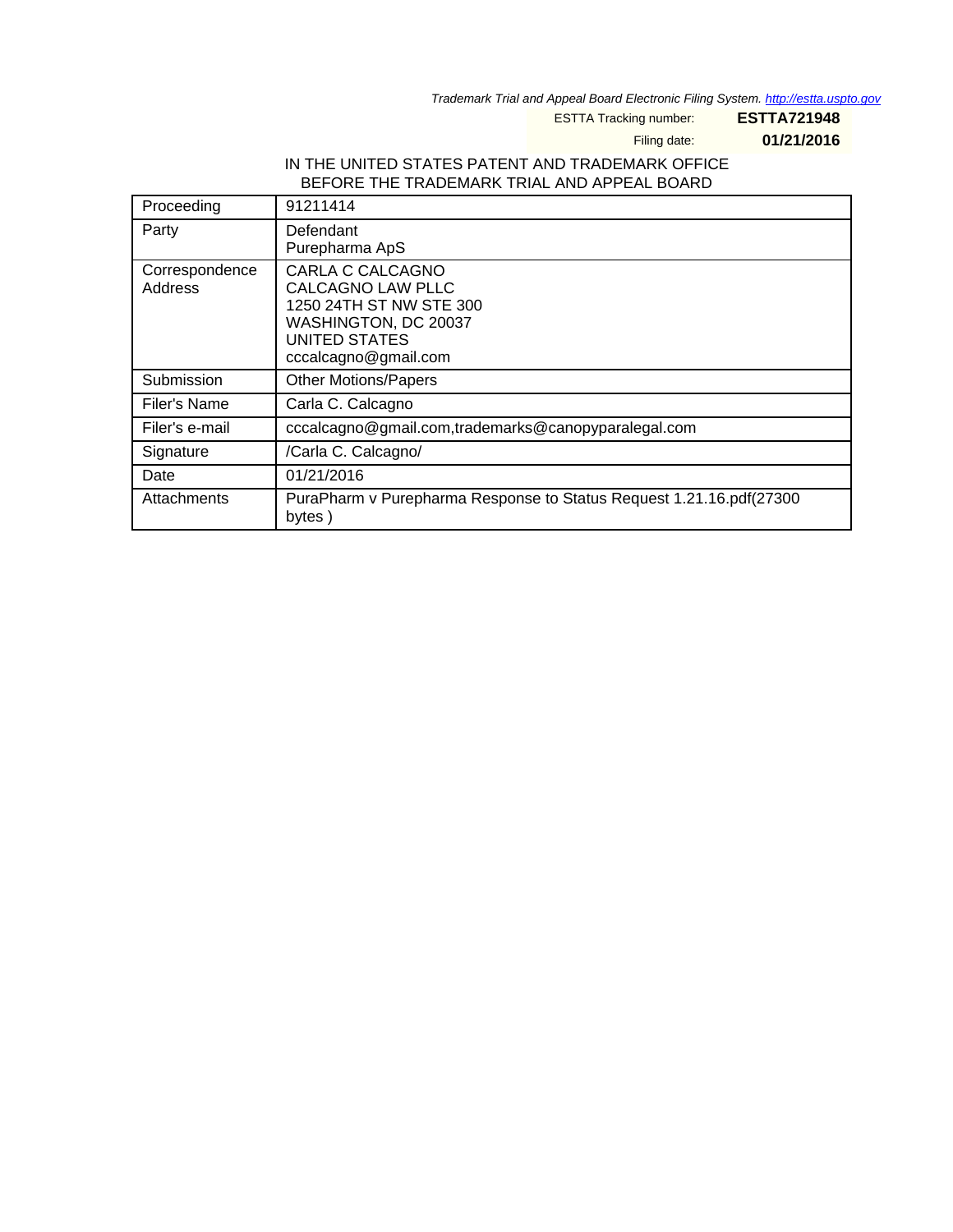Trademark Trial and Appeal Board Electronic Filing System. http://estta.uspto.gov

ESTTA Tracking number: **ESTTA721948**

Filing date: **01/21/2016**

IN THE UNITED STATES PATENT AND TRADEMARK OFFICE
BEFORE THE TRADEMARK TRIAL AND APPEAL BOARD

| Proceeding | 91211414 |
|---|---|
| Party | Defendant<br>Purepharma ApS |
| Correspondence Address | CARLA C CALCAGNO<br>CALCAGNO LAW PLLC<br>1250 24TH ST NW STE 300<br>WASHINGTON, DC 20037<br>UNITED STATES<br>cccalcagno@gmail.com |
| Submission | Other Motions/Papers |
| Filer's Name | Carla C. Calcagno |
| Filer's e-mail | cccalcagno@gmail.com,trademarks@canopyparalegal.com |
| Signature | /Carla C. Calcagno/ |
| Date | 01/21/2016 |
| Attachments | PuraPharm v Purepharma Response to Status Request 1.21.16.pdf(27300 bytes ) |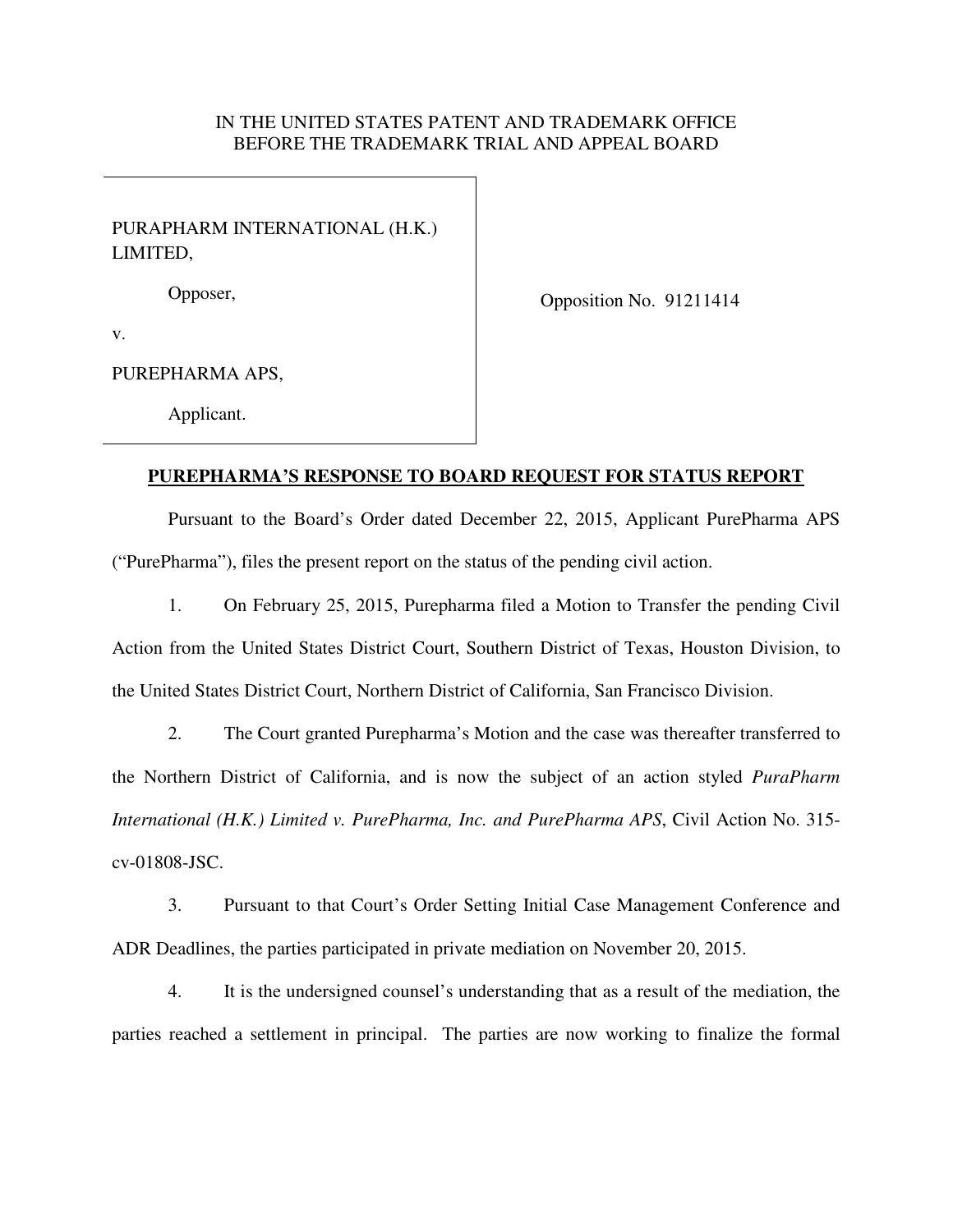IN THE UNITED STATES PATENT AND TRADEMARK OFFICE
BEFORE THE TRADEMARK TRIAL AND APPEAL BOARD

PURAPHARM INTERNATIONAL (H.K.) LIMITED,

Opposer,

v.

PUREPHARMA APS,

Applicant.

Opposition No. 91211414

**PUREPHARMA'S RESPONSE TO BOARD REQUEST FOR STATUS REPORT**

Pursuant to the Board's Order dated December 22, 2015, Applicant PurePharma APS ("PurePharma"), files the present report on the status of the pending civil action.

1. On February 25, 2015, Purepharma filed a Motion to Transfer the pending Civil Action from the United States District Court, Southern District of Texas, Houston Division, to the United States District Court, Northern District of California, San Francisco Division.

2. The Court granted Purepharma's Motion and the case was thereafter transferred to the Northern District of California, and is now the subject of an action styled *PuraPharm International (H.K.) Limited v. PurePharma, Inc. and PurePharma APS*, Civil Action No. 315-cv-01808-JSC.

3. Pursuant to that Court's Order Setting Initial Case Management Conference and ADR Deadlines, the parties participated in private mediation on November 20, 2015.

4. It is the undersigned counsel's understanding that as a result of the mediation, the parties reached a settlement in principal. The parties are now working to finalize the formal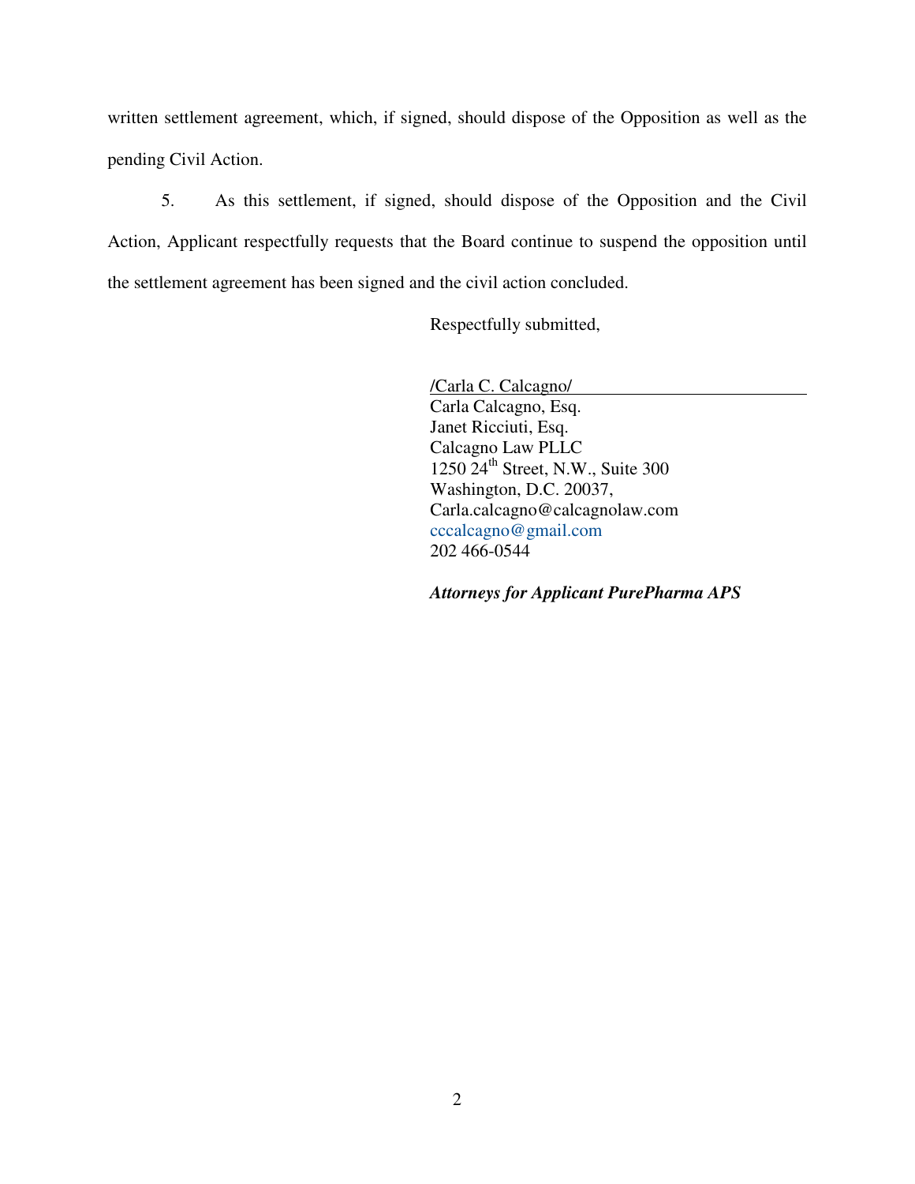written settlement agreement, which, if signed, should dispose of the Opposition as well as the pending Civil Action.

5. As this settlement, if signed, should dispose of the Opposition and the Civil Action, Applicant respectfully requests that the Board continue to suspend the opposition until the settlement agreement has been signed and the civil action concluded.

Respectfully submitted,

/Carla C. Calcagno/
Carla Calcagno, Esq.
Janet Ricciuti, Esq.
Calcagno Law PLLC
1250 24th Street, N.W., Suite 300
Washington, D.C. 20037,
Carla.calcagno@calcagnolaw.com
cccalcagno@gmail.com
202 466-0544

***Attorneys for Applicant PurePharma APS***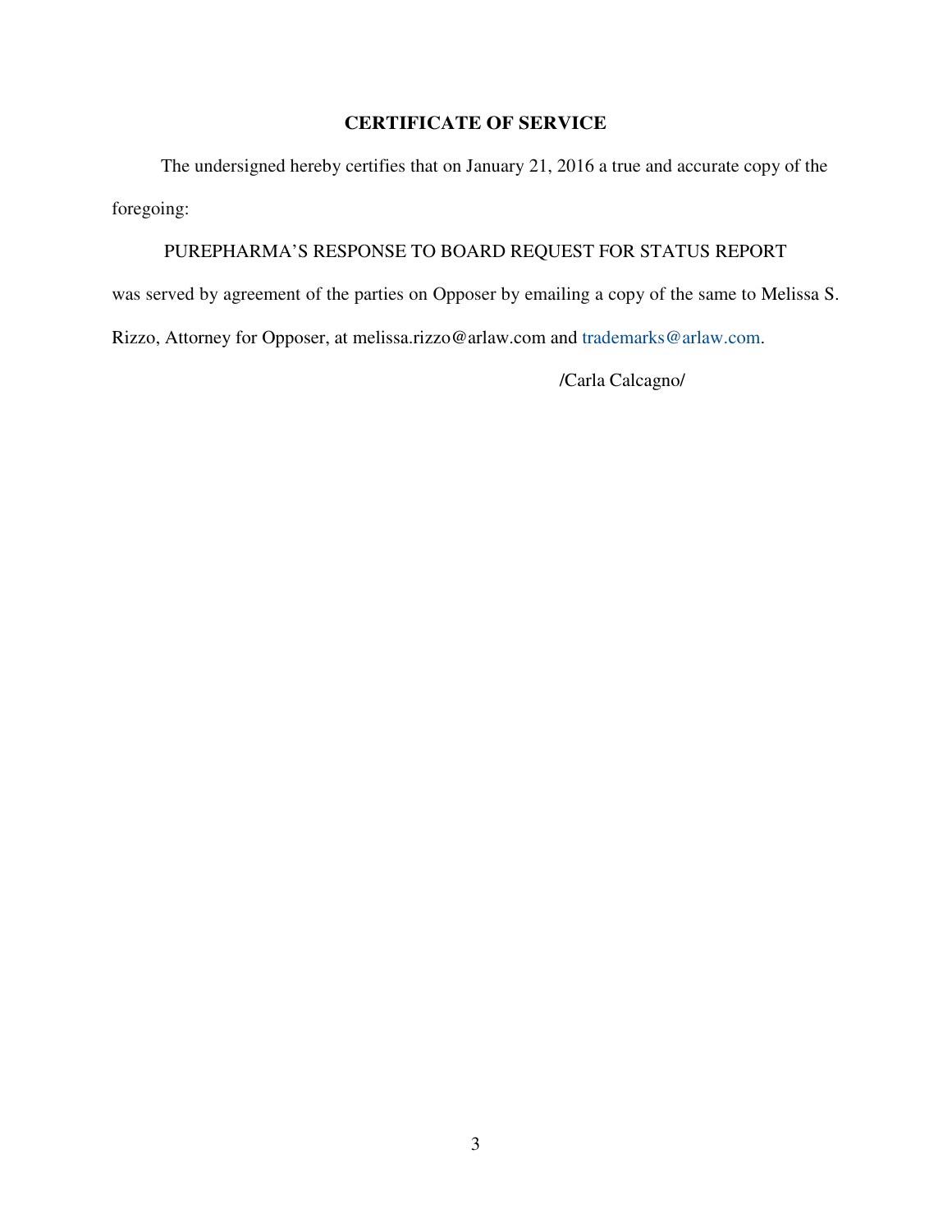## CERTIFICATE OF SERVICE

The undersigned hereby certifies that on January 21, 2016 a true and accurate copy of the foregoing:

PUREPHARMA'S RESPONSE TO BOARD REQUEST FOR STATUS REPORT

was served by agreement of the parties on Opposer by emailing a copy of the same to Melissa S. Rizzo, Attorney for Opposer, at melissa.rizzo@arlaw.com and trademarks@arlaw.com.

/Carla Calcagno/